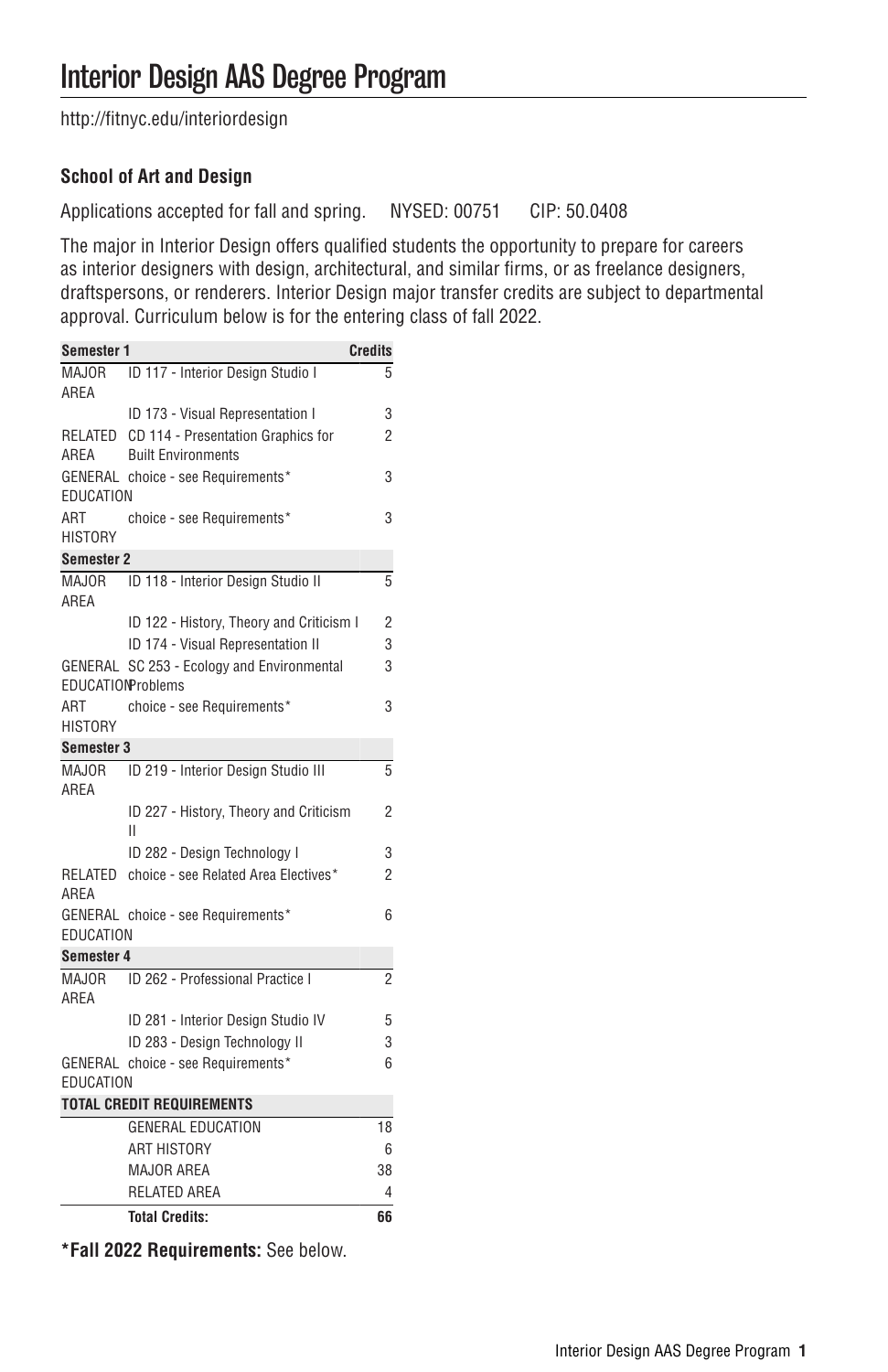# Interior Design AAS Degree Program

http://fitnyc.edu/interiordesign

**School of Art and Design**

Applications accepted for fall and spring. NYSED: 00751 CIP: 50.0408

The major in Interior Design offers qualified students the opportunity to prepare for careers as interior designers with design, architectural, and similar firms, or as freelance designers, draftspersons, or renderers. Interior Design major transfer credits are subject to departmental approval. Curriculum below is for the entering class of fall 2022.

| Semester 1 | | Credits |
|---|---|---|
| MAJOR AREA | ID 117 - Interior Design Studio I | 5 |
| | ID 173 - Visual Representation I | 3 |
| RELATED AREA | CD 114 - Presentation Graphics for Built Environments | 2 |
| GENERAL EDUCATION | choice - see Requirements* | 3 |
| ART HISTORY | choice - see Requirements* | 3 |
| **Semester 2** | | |
| MAJOR AREA | ID 118 - Interior Design Studio II | 5 |
| | ID 122 - History, Theory and Criticism I | 2 |
| | ID 174 - Visual Representation II | 3 |
| GENERAL EDUCATION | SC 253 - Ecology and Environmental Problems | 3 |
| ART HISTORY | choice - see Requirements* | 3 |
| **Semester 3** | | |
| MAJOR AREA | ID 219 - Interior Design Studio III | 5 |
| | ID 227 - History, Theory and Criticism II | 2 |
| | ID 282 - Design Technology I | 3 |
| RELATED AREA | choice - see Related Area Electives* | 2 |
| GENERAL EDUCATION | choice - see Requirements* | 6 |
| **Semester 4** | | |
| MAJOR AREA | ID 262 - Professional Practice I | 2 |
| | ID 281 - Interior Design Studio IV | 5 |
| | ID 283 - Design Technology II | 3 |
| GENERAL EDUCATION | choice - see Requirements* | 6 |
| **TOTAL CREDIT REQUIREMENTS** | | |
| | GENERAL EDUCATION | 18 |
| | ART HISTORY | 6 |
| | MAJOR AREA | 38 |
| | RELATED AREA | 4 |
| | **Total Credits:** | **66** |

**\*Fall 2022 Requirements:** See below.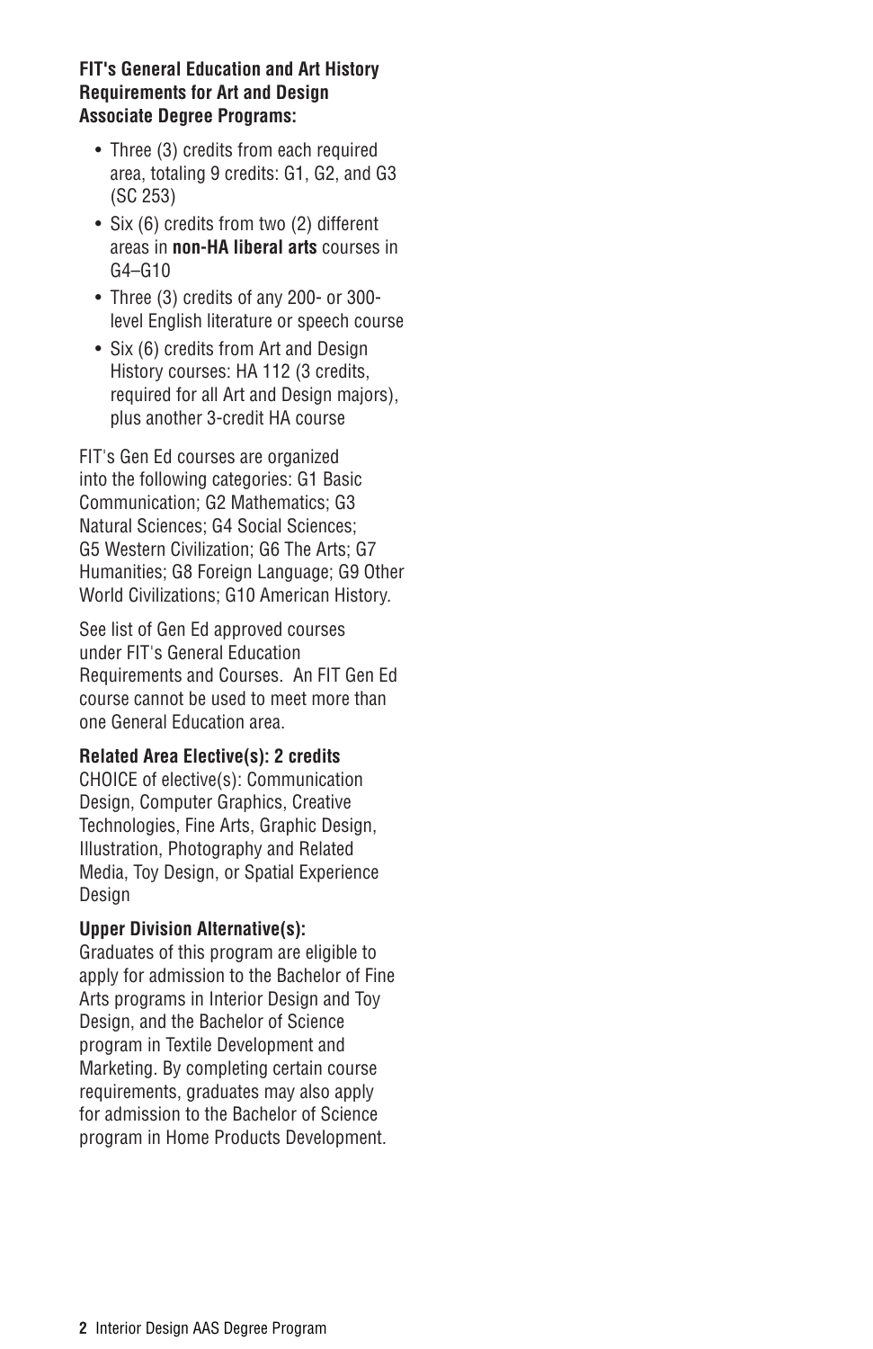**FIT's General Education and Art History Requirements for Art and Design Associate Degree Programs:**

- Three (3) credits from each required area, totaling 9 credits: G1, G2, and G3 (SC 253)
- Six (6) credits from two (2) different areas in **non-HA liberal arts** courses in G4–G10
- Three (3) credits of any 200- or 300-level English literature or speech course
- Six (6) credits from Art and Design History courses: HA 112 (3 credits, required for all Art and Design majors), plus another 3-credit HA course

FIT's Gen Ed courses are organized into the following categories: G1 Basic Communication; G2 Mathematics; G3 Natural Sciences; G4 Social Sciences; G5 Western Civilization; G6 The Arts; G7 Humanities; G8 Foreign Language; G9 Other World Civilizations; G10 American History.

See list of Gen Ed approved courses under FIT's General Education Requirements and Courses. An FIT Gen Ed course cannot be used to meet more than one General Education area.

**Related Area Elective(s): 2 credits**

CHOICE of elective(s): Communication Design, Computer Graphics, Creative Technologies, Fine Arts, Graphic Design, Illustration, Photography and Related Media, Toy Design, or Spatial Experience Design

**Upper Division Alternative(s):**

Graduates of this program are eligible to apply for admission to the Bachelor of Fine Arts programs in Interior Design and Toy Design, and the Bachelor of Science program in Textile Development and Marketing. By completing certain course requirements, graduates may also apply for admission to the Bachelor of Science program in Home Products Development.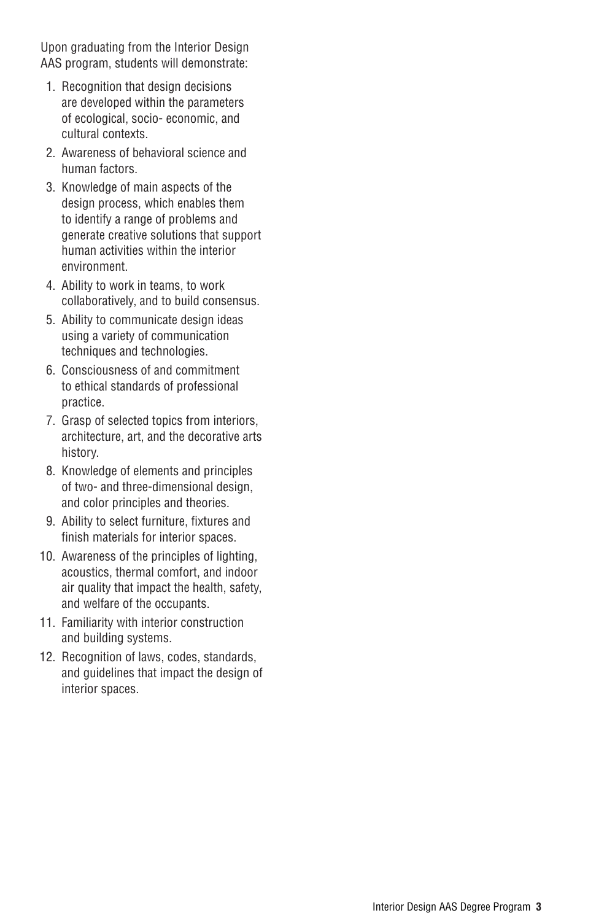Upon graduating from the Interior Design AAS program, students will demonstrate:

1. Recognition that design decisions are developed within the parameters of ecological, socio- economic, and cultural contexts.
2. Awareness of behavioral science and human factors.
3. Knowledge of main aspects of the design process, which enables them to identify a range of problems and generate creative solutions that support human activities within the interior environment.
4. Ability to work in teams, to work collaboratively, and to build consensus.
5. Ability to communicate design ideas using a variety of communication techniques and technologies.
6. Consciousness of and commitment to ethical standards of professional practice.
7. Grasp of selected topics from interiors, architecture, art, and the decorative arts history.
8. Knowledge of elements and principles of two- and three-dimensional design, and color principles and theories.
9. Ability to select furniture, fixtures and finish materials for interior spaces.
10. Awareness of the principles of lighting, acoustics, thermal comfort, and indoor air quality that impact the health, safety, and welfare of the occupants.
11. Familiarity with interior construction and building systems.
12. Recognition of laws, codes, standards, and guidelines that impact the design of interior spaces.